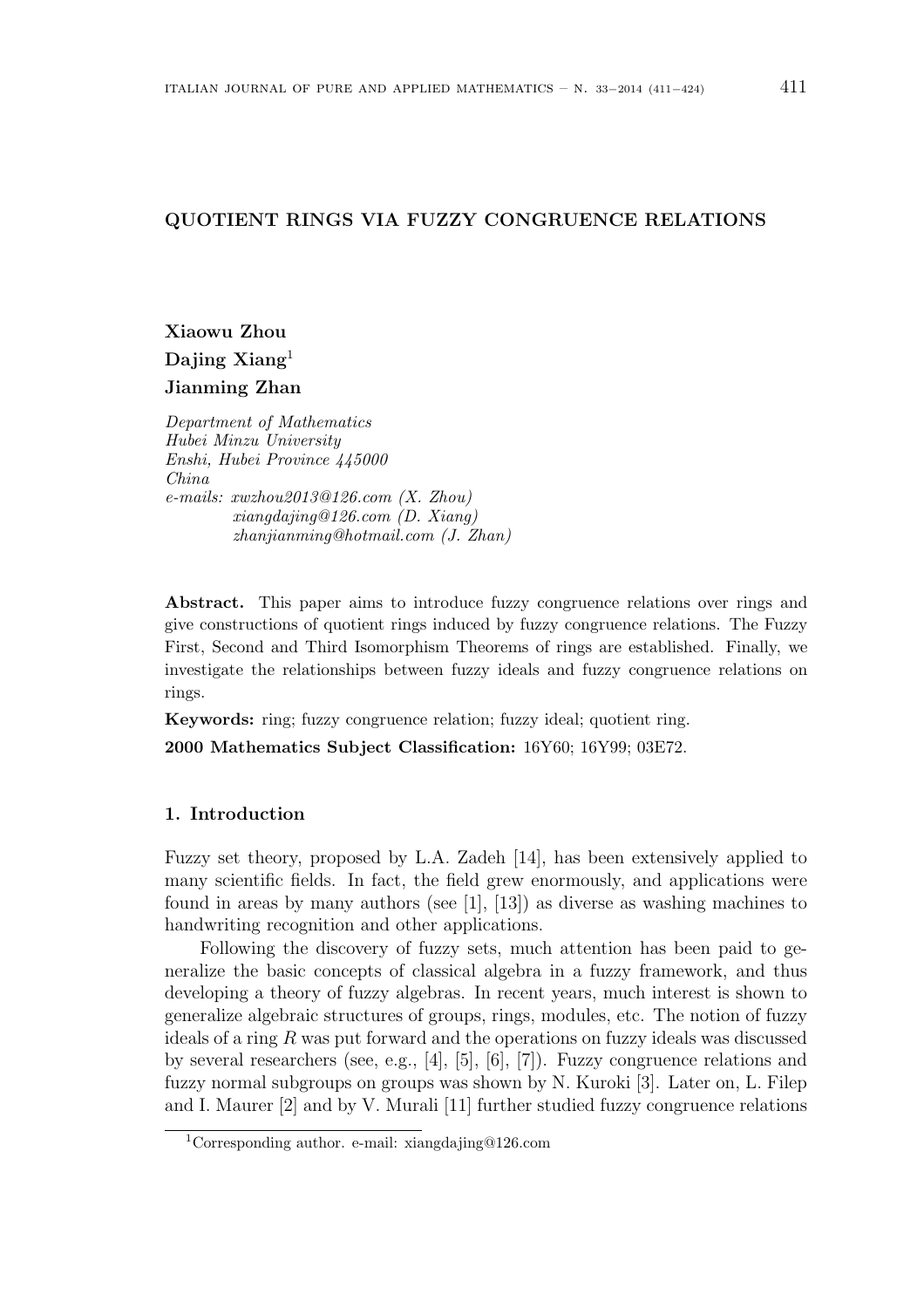# QUOTIENT RINGS VIA FUZZY CONGRUENCE RELATIONS

**Xiaowu Zhou**
**Dajing Xiang**[1]
**Jianming Zhan**

*Department of Mathematics*
*Hubei Minzu University*
*Enshi, Hubei Province 445000*
*China*
*e-mails: xwzhou2013@126.com (X. Zhou)*
*xiangdajing@126.com (D. Xiang)*
*zhanjianming@hotmail.com (J. Zhan)*

**Abstract.** This paper aims to introduce fuzzy congruence relations over rings and give constructions of quotient rings induced by fuzzy congruence relations. The Fuzzy First, Second and Third Isomorphism Theorems of rings are established. Finally, we investigate the relationships between fuzzy ideals and fuzzy congruence relations on rings.

**Keywords:** ring; fuzzy congruence relation; fuzzy ideal; quotient ring.

**2000 Mathematics Subject Classification:** 16Y60; 16Y99; 03E72.

## 1. Introduction

Fuzzy set theory, proposed by L.A. Zadeh [14], has been extensively applied to many scientific fields. In fact, the field grew enormously, and applications were found in areas by many authors (see [1], [13]) as diverse as washing machines to handwriting recognition and other applications.

Following the discovery of fuzzy sets, much attention has been paid to generalize the basic concepts of classical algebra in a fuzzy framework, and thus developing a theory of fuzzy algebras. In recent years, much interest is shown to generalize algebraic structures of groups, rings, modules, etc. The notion of fuzzy ideals of a ring $R$ was put forward and the operations on fuzzy ideals was discussed by several researchers (see, e.g., [4], [5], [6], [7]). Fuzzy congruence relations and fuzzy normal subgroups on groups was shown by N. Kuroki [3]. Later on, L. Filep and I. Maurer [2] and by V. Murali [11] further studied fuzzy congruence relations

[1] Corresponding author. e-mail: xiangdajing@126.com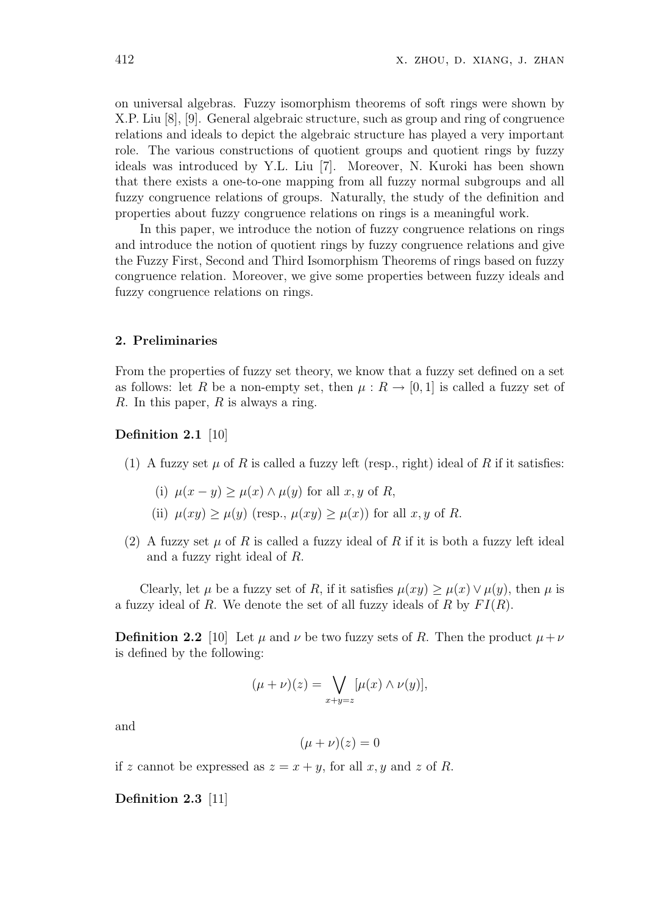on universal algebras. Fuzzy isomorphism theorems of soft rings were shown by X.P. Liu [8], [9]. General algebraic structure, such as group and ring of congruence relations and ideals to depict the algebraic structure has played a very important role. The various constructions of quotient groups and quotient rings by fuzzy ideals was introduced by Y.L. Liu [7]. Moreover, N. Kuroki has been shown that there exists a one-to-one mapping from all fuzzy normal subgroups and all fuzzy congruence relations of groups. Naturally, the study of the definition and properties about fuzzy congruence relations on rings is a meaningful work.

In this paper, we introduce the notion of fuzzy congruence relations on rings and introduce the notion of quotient rings by fuzzy congruence relations and give the Fuzzy First, Second and Third Isomorphism Theorems of rings based on fuzzy congruence relation. Moreover, we give some properties between fuzzy ideals and fuzzy congruence relations on rings.

## 2. Preliminaries

From the properties of fuzzy set theory, we know that a fuzzy set defined on a set as follows: let $R$ be a non-empty set, then $\mu : R \to [0, 1]$ is called a fuzzy set of $R$. In this paper, $R$ is always a ring.

**Definition 2.1** [10]

(1) A fuzzy set $\mu$ of $R$ is called a fuzzy left (resp., right) ideal of $R$ if it satisfies:

  (i) $\mu(x - y) \geq \mu(x) \wedge \mu(y)$ for all $x, y$ of $R$,

  (ii) $\mu(xy) \geq \mu(y)$ (resp., $\mu(xy) \geq \mu(x)$) for all $x, y$ of $R$.

(2) A fuzzy set $\mu$ of $R$ is called a fuzzy ideal of $R$ if it is both a fuzzy left ideal and a fuzzy right ideal of $R$.

Clearly, let $\mu$ be a fuzzy set of $R$, if it satisfies $\mu(xy) \geq \mu(x) \vee \mu(y)$, then $\mu$ is a fuzzy ideal of $R$. We denote the set of all fuzzy ideals of $R$ by $FI(R)$.

**Definition 2.2** [10] Let $\mu$ and $\nu$ be two fuzzy sets of $R$. Then the product $\mu + \nu$ is defined by the following:

$$(\mu + \nu)(z) = \bigvee_{x+y=z} [\mu(x) \wedge \nu(y)],$$

and

$$(\mu + \nu)(z) = 0$$

if $z$ cannot be expressed as $z = x + y$, for all $x, y$ and $z$ of $R$.

**Definition 2.3** [11]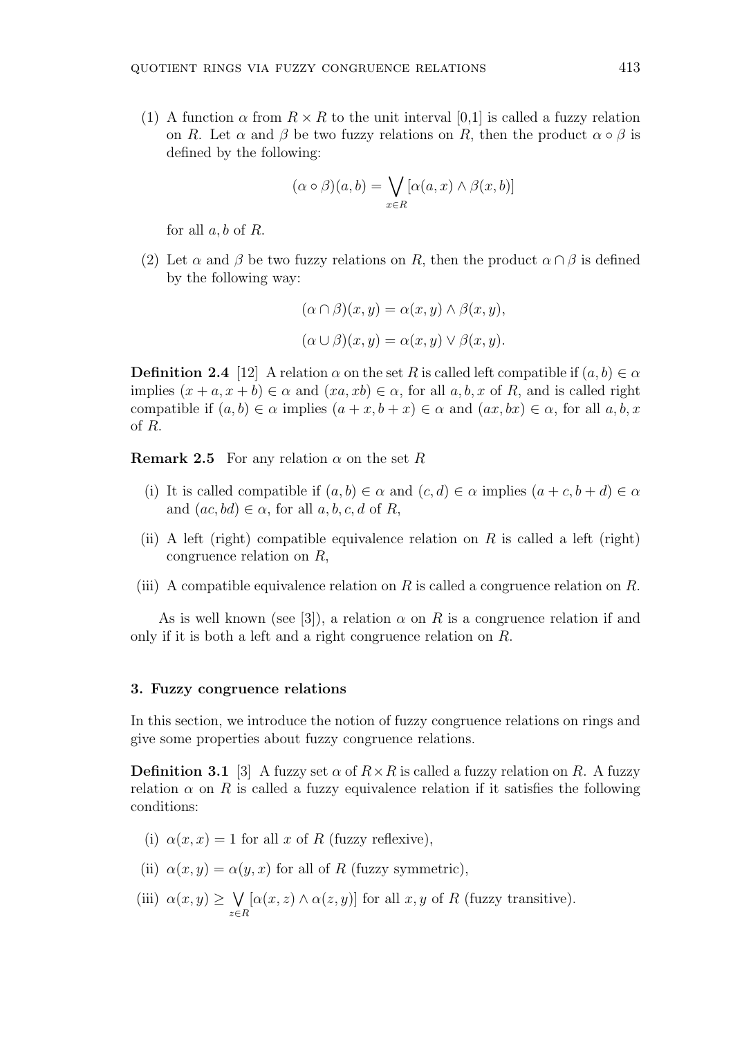(1) A function $\alpha$ from $R \times R$ to the unit interval [0,1] is called a fuzzy relation on $R$. Let $\alpha$ and $\beta$ be two fuzzy relations on $R$, then the product $\alpha \circ \beta$ is defined by the following:

$$(\alpha \circ \beta)(a, b) = \bigvee_{x \in R} [\alpha(a, x) \wedge \beta(x, b)]$$

for all $a, b$ of $R$.

(2) Let $\alpha$ and $\beta$ be two fuzzy relations on $R$, then the product $\alpha \cap \beta$ is defined by the following way:

$$(\alpha \cap \beta)(x, y) = \alpha(x, y) \wedge \beta(x, y),$$

$$(\alpha \cup \beta)(x, y) = \alpha(x, y) \vee \beta(x, y).$$

**Definition 2.4** [12] A relation $\alpha$ on the set $R$ is called left compatible if $(a, b) \in \alpha$ implies $(x + a, x + b) \in \alpha$ and $(xa, xb) \in \alpha$, for all $a, b, x$ of $R$, and is called right compatible if $(a, b) \in \alpha$ implies $(a + x, b + x) \in \alpha$ and $(ax, bx) \in \alpha$, for all $a, b, x$ of $R$.

**Remark 2.5** For any relation $\alpha$ on the set $R$

(i) It is called compatible if $(a, b) \in \alpha$ and $(c, d) \in \alpha$ implies $(a + c, b + d) \in \alpha$ and $(ac, bd) \in \alpha$, for all $a, b, c, d$ of $R$,

(ii) A left (right) compatible equivalence relation on $R$ is called a left (right) congruence relation on $R$,

(iii) A compatible equivalence relation on $R$ is called a congruence relation on $R$.

As is well known (see [3]), a relation $\alpha$ on $R$ is a congruence relation if and only if it is both a left and a right congruence relation on $R$.

## 3. Fuzzy congruence relations

In this section, we introduce the notion of fuzzy congruence relations on rings and give some properties about fuzzy congruence relations.

**Definition 3.1** [3] A fuzzy set $\alpha$ of $R \times R$ is called a fuzzy relation on $R$. A fuzzy relation $\alpha$ on $R$ is called a fuzzy equivalence relation if it satisfies the following conditions:

(i) $\alpha(x, x) = 1$ for all $x$ of $R$ (fuzzy reflexive),

(ii) $\alpha(x, y) = \alpha(y, x)$ for all of $R$ (fuzzy symmetric),

(iii) $\alpha(x, y) \geq \bigvee_{z \in R} [\alpha(x, z) \wedge \alpha(z, y)]$ for all $x, y$ of $R$ (fuzzy transitive).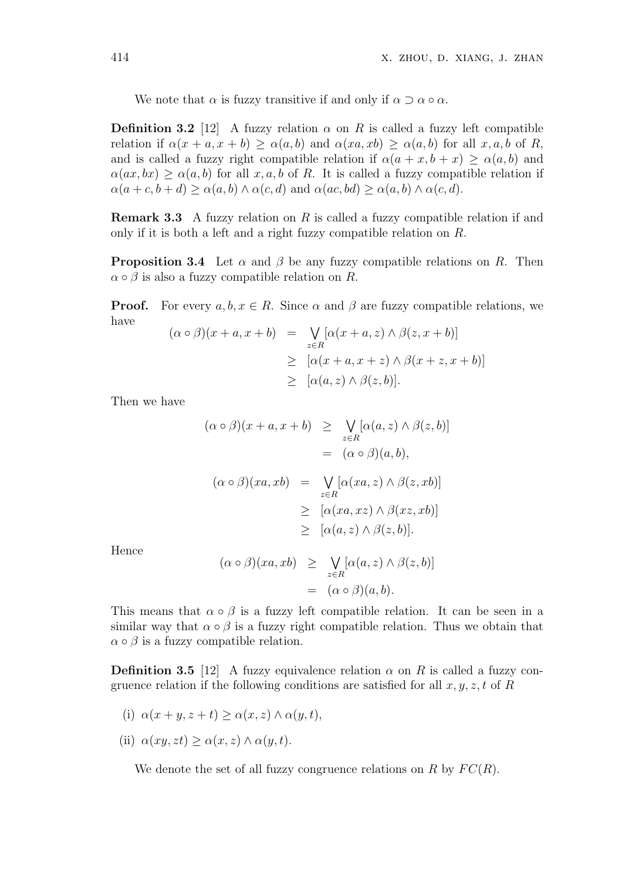We note that $\alpha$ is fuzzy transitive if and only if $\alpha \supset \alpha \circ \alpha$.

**Definition 3.2** [12] A fuzzy relation $\alpha$ on $R$ is called a fuzzy left compatible relation if $\alpha(x+a, x+b) \geq \alpha(a,b)$ and $\alpha(xa, xb) \geq \alpha(a,b)$ for all $x, a, b$ of $R$, and is called a fuzzy right compatible relation if $\alpha(a+x, b+x) \geq \alpha(a,b)$ and $\alpha(ax, bx) \geq \alpha(a,b)$ for all $x, a, b$ of $R$. It is called a fuzzy compatible relation if $\alpha(a+c, b+d) \geq \alpha(a,b) \wedge \alpha(c,d)$ and $\alpha(ac, bd) \geq \alpha(a,b) \wedge \alpha(c,d)$.

**Remark 3.3** A fuzzy relation on $R$ is called a fuzzy compatible relation if and only if it is both a left and a right fuzzy compatible relation on $R$.

**Proposition 3.4** Let $\alpha$ and $\beta$ be any fuzzy compatible relations on $R$. Then $\alpha \circ \beta$ is also a fuzzy compatible relation on $R$.

**Proof.** For every $a, b, x \in R$. Since $\alpha$ and $\beta$ are fuzzy compatible relations, we have

$$
\begin{aligned}
(\alpha \circ \beta)(x+a, x+b) &= \bigvee_{z \in R} [\alpha(x+a, z) \wedge \beta(z, x+b)] \\
&\geq [\alpha(x+a, x+z) \wedge \beta(x+z, x+b)] \\
&\geq [\alpha(a, z) \wedge \beta(z, b)].
\end{aligned}
$$

Then we have

$$
\begin{aligned}
(\alpha \circ \beta)(x+a, x+b) &\geq \bigvee_{z \in R} [\alpha(a, z) \wedge \beta(z, b)] \\
&= (\alpha \circ \beta)(a, b),
\end{aligned}
$$

$$
\begin{aligned}
(\alpha \circ \beta)(xa, xb) &= \bigvee_{z \in R} [\alpha(xa, z) \wedge \beta(z, xb)] \\
&\geq [\alpha(xa, xz) \wedge \beta(xz, xb)] \\
&\geq [\alpha(a, z) \wedge \beta(z, b)].
\end{aligned}
$$

Hence

$$
\begin{aligned}
(\alpha \circ \beta)(xa, xb) &\geq \bigvee_{z \in R} [\alpha(a, z) \wedge \beta(z, b)] \\
&= (\alpha \circ \beta)(a, b).
\end{aligned}
$$

This means that $\alpha \circ \beta$ is a fuzzy left compatible relation. It can be seen in a similar way that $\alpha \circ \beta$ is a fuzzy right compatible relation. Thus we obtain that $\alpha \circ \beta$ is a fuzzy compatible relation.

**Definition 3.5** [12] A fuzzy equivalence relation $\alpha$ on $R$ is called a fuzzy congruence relation if the following conditions are satisfied for all $x, y, z, t$ of $R$

(i) $\alpha(x+y, z+t) \geq \alpha(x,z) \wedge \alpha(y,t)$,

(ii) $\alpha(xy, zt) \geq \alpha(x,z) \wedge \alpha(y,t)$.

We denote the set of all fuzzy congruence relations on $R$ by $FC(R)$.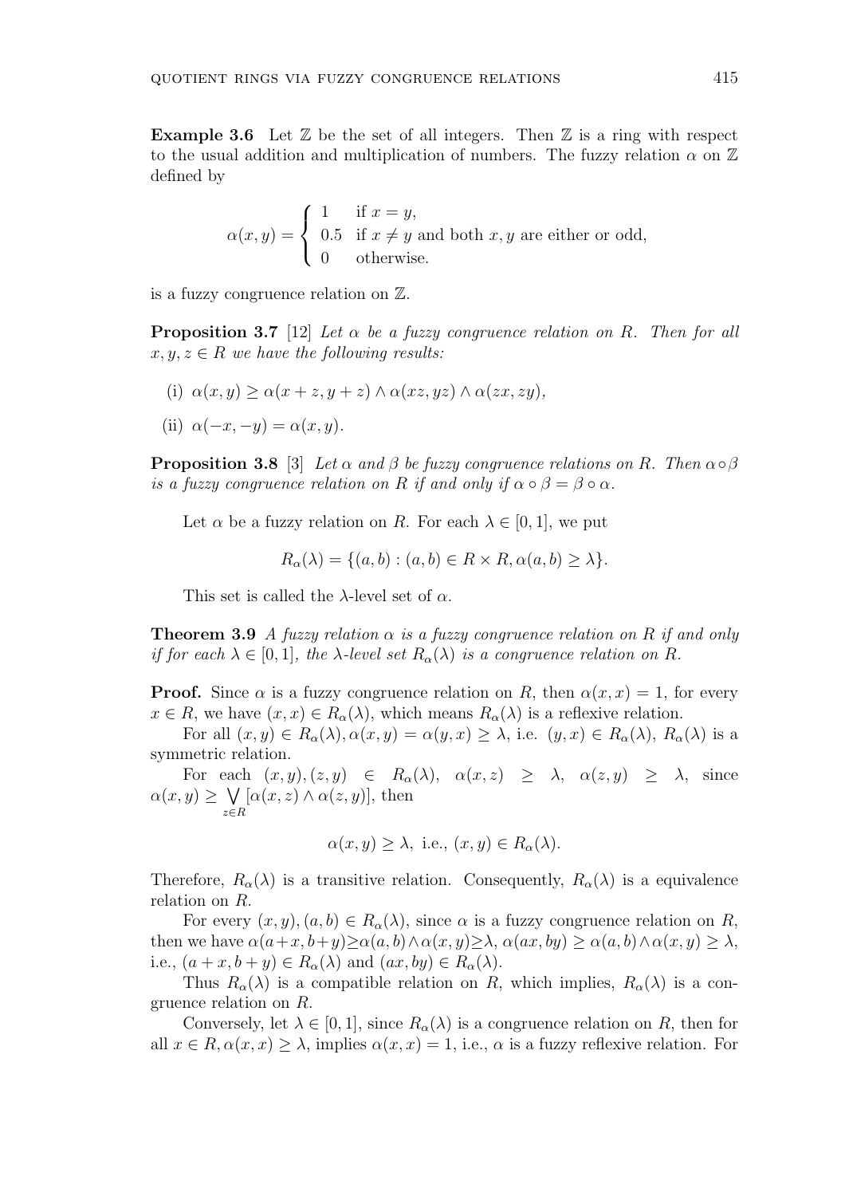**Example 3.6** Let $\mathbb{Z}$ be the set of all integers. Then $\mathbb{Z}$ is a ring with respect to the usual addition and multiplication of numbers. The fuzzy relation $\alpha$ on $\mathbb{Z}$ defined by

$$\alpha(x,y) = \begin{cases} 1 & \text{if } x = y, \\ 0.5 & \text{if } x \neq y \text{ and both } x, y \text{ are either or odd,} \\ 0 & \text{otherwise.} \end{cases}$$

is a fuzzy congruence relation on $\mathbb{Z}$.

**Proposition 3.7** [12] *Let $\alpha$ be a fuzzy congruence relation on $R$. Then for all $x, y, z \in R$ we have the following results:*

(i) $\alpha(x,y) \geq \alpha(x+z, y+z) \wedge \alpha(xz, yz) \wedge \alpha(zx, zy)$,

(ii) $\alpha(-x, -y) = \alpha(x,y)$.

**Proposition 3.8** [3] *Let $\alpha$ and $\beta$ be fuzzy congruence relations on $R$. Then $\alpha \circ \beta$ is a fuzzy congruence relation on $R$ if and only if $\alpha \circ \beta = \beta \circ \alpha$.*

Let $\alpha$ be a fuzzy relation on $R$. For each $\lambda \in [0,1]$, we put

$$R_\alpha(\lambda) = \{(a,b) : (a,b) \in R \times R, \alpha(a,b) \geq \lambda\}.$$

This set is called the $\lambda$-level set of $\alpha$.

**Theorem 3.9** *A fuzzy relation $\alpha$ is a fuzzy congruence relation on $R$ if and only if for each $\lambda \in [0,1]$, the $\lambda$-level set $R_\alpha(\lambda)$ is a congruence relation on $R$.*

**Proof.** Since $\alpha$ is a fuzzy congruence relation on $R$, then $\alpha(x,x) = 1$, for every $x \in R$, we have $(x,x) \in R_\alpha(\lambda)$, which means $R_\alpha(\lambda)$ is a reflexive relation.

For all $(x,y) \in R_\alpha(\lambda), \alpha(x,y) = \alpha(y,x) \geq \lambda$, i.e. $(y,x) \in R_\alpha(\lambda)$, $R_\alpha(\lambda)$ is a symmetric relation.

For each $(x,y), (z,y) \in R_\alpha(\lambda)$, $\alpha(x,z) \geq \lambda$, $\alpha(z,y) \geq \lambda$, since $\alpha(x,y) \geq \bigvee\limits_{z \in R} [\alpha(x,z) \wedge \alpha(z,y)]$, then

$$\alpha(x,y) \geq \lambda, \text{ i.e., } (x,y) \in R_\alpha(\lambda).$$

Therefore, $R_\alpha(\lambda)$ is a transitive relation. Consequently, $R_\alpha(\lambda)$ is a equivalence relation on $R$.

For every $(x,y), (a,b) \in R_\alpha(\lambda)$, since $\alpha$ is a fuzzy congruence relation on $R$, then we have $\alpha(a+x, b+y) \geq \alpha(a,b) \wedge \alpha(x,y) \geq \lambda$, $\alpha(ax, by) \geq \alpha(a,b) \wedge \alpha(x,y) \geq \lambda$, i.e., $(a+x, b+y) \in R_\alpha(\lambda)$ and $(ax, by) \in R_\alpha(\lambda)$.

Thus $R_\alpha(\lambda)$ is a compatible relation on $R$, which implies, $R_\alpha(\lambda)$ is a congruence relation on $R$.

Conversely, let $\lambda \in [0,1]$, since $R_\alpha(\lambda)$ is a congruence relation on $R$, then for all $x \in R, \alpha(x,x) \geq \lambda$, implies $\alpha(x,x) = 1$, i.e., $\alpha$ is a fuzzy reflexive relation. For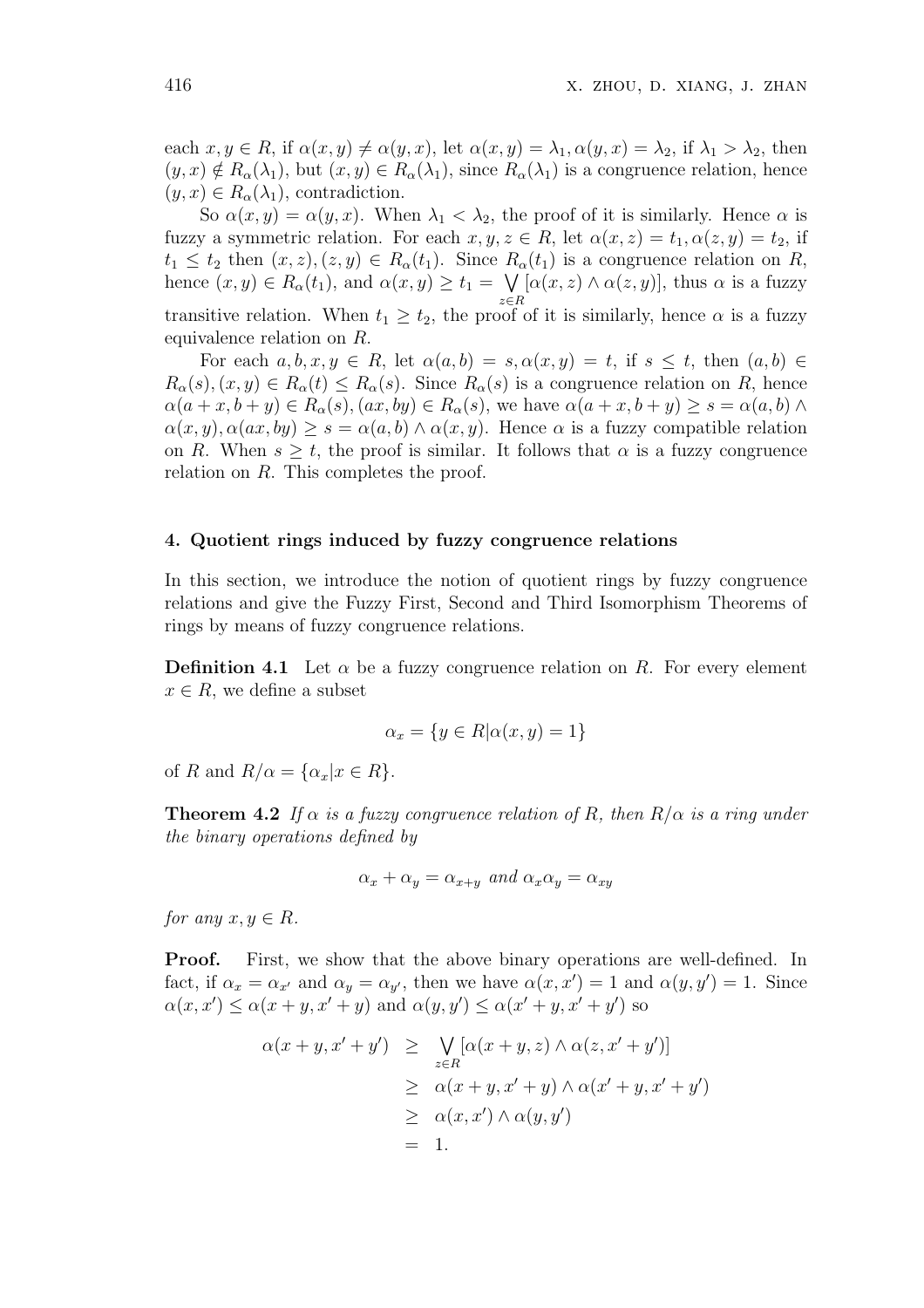each $x, y \in R$, if $\alpha(x, y) \neq \alpha(y, x)$, let $\alpha(x, y) = \lambda_1, \alpha(y, x) = \lambda_2$, if $\lambda_1 > \lambda_2$, then $(y, x) \notin R_\alpha(\lambda_1)$, but $(x, y) \in R_\alpha(\lambda_1)$, since $R_\alpha(\lambda_1)$ is a congruence relation, hence $(y, x) \in R_\alpha(\lambda_1)$, contradiction.

So $\alpha(x, y) = \alpha(y, x)$. When $\lambda_1 < \lambda_2$, the proof of it is similarly. Hence $\alpha$ is fuzzy a symmetric relation. For each $x, y, z \in R$, let $\alpha(x, z) = t_1, \alpha(z, y) = t_2$, if $t_1 \leq t_2$ then $(x, z), (z, y) \in R_\alpha(t_1)$. Since $R_\alpha(t_1)$ is a congruence relation on $R$, hence $(x, y) \in R_\alpha(t_1)$, and $\alpha(x, y) \geq t_1 = \bigvee_{z \in R} [\alpha(x, z) \wedge \alpha(z, y)]$, thus $\alpha$ is a fuzzy transitive relation. When $t_1 \geq t_2$, the proof of it is similarly, hence $\alpha$ is a fuzzy equivalence relation on $R$.

For each $a, b, x, y \in R$, let $\alpha(a, b) = s, \alpha(x, y) = t$, if $s \leq t$, then $(a, b) \in R_\alpha(s), (x, y) \in R_\alpha(t) \leq R_\alpha(s)$. Since $R_\alpha(s)$ is a congruence relation on $R$, hence $\alpha(a + x, b + y) \in R_\alpha(s), (ax, by) \in R_\alpha(s)$, we have $\alpha(a + x, b + y) \geq s = \alpha(a, b) \wedge \alpha(x, y), \alpha(ax, by) \geq s = \alpha(a, b) \wedge \alpha(x, y)$. Hence $\alpha$ is a fuzzy compatible relation on $R$. When $s \geq t$, the proof is similar. It follows that $\alpha$ is a fuzzy congruence relation on $R$. This completes the proof.

## 4. Quotient rings induced by fuzzy congruence relations

In this section, we introduce the notion of quotient rings by fuzzy congruence relations and give the Fuzzy First, Second and Third Isomorphism Theorems of rings by means of fuzzy congruence relations.

**Definition 4.1** Let $\alpha$ be a fuzzy congruence relation on $R$. For every element $x \in R$, we define a subset

$$\alpha_x = \{y \in R | \alpha(x, y) = 1\}$$

of $R$ and $R/\alpha = \{\alpha_x | x \in R\}$.

**Theorem 4.2** *If $\alpha$ is a fuzzy congruence relation of $R$, then $R/\alpha$ is a ring under the binary operations defined by*

$$\alpha_x + \alpha_y = \alpha_{x+y} \text{ and } \alpha_x \alpha_y = \alpha_{xy}$$

*for any $x, y \in R$.*

**Proof.** First, we show that the above binary operations are well-defined. In fact, if $\alpha_x = \alpha_{x'}$ and $\alpha_y = \alpha_{y'}$, then we have $\alpha(x, x') = 1$ and $\alpha(y, y') = 1$. Since $\alpha(x, x') \leq \alpha(x + y, x' + y)$ and $\alpha(y, y') \leq \alpha(x' + y, x' + y')$ so

$$\begin{aligned}
\alpha(x + y, x' + y') &\geq \bigvee_{z \in R} [\alpha(x + y, z) \wedge \alpha(z, x' + y')] \\
&\geq \alpha(x + y, x' + y) \wedge \alpha(x' + y, x' + y') \\
&\geq \alpha(x, x') \wedge \alpha(y, y') \\
&= 1.
\end{aligned}$$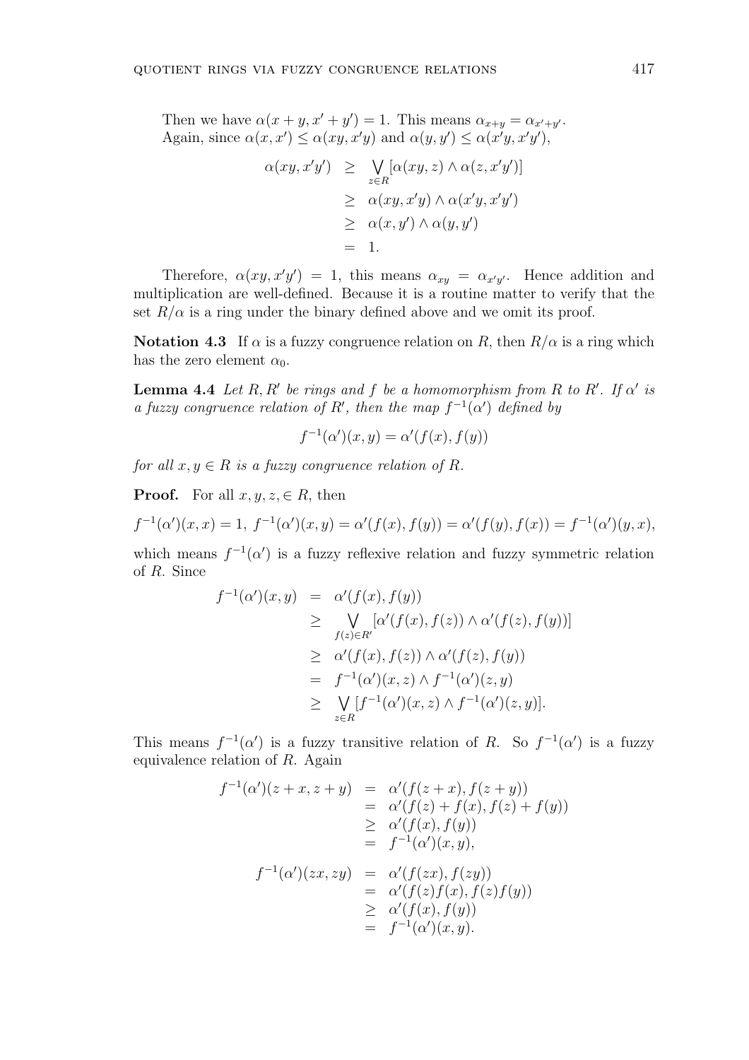Then we have $\alpha(x+y, x'+y') = 1$. This means $\alpha_{x+y} = \alpha_{x'+y'}$.
Again, since $\alpha(x, x') \leq \alpha(xy, x'y)$ and $\alpha(y, y') \leq \alpha(x'y, x'y')$,

$$
\begin{aligned}
\alpha(xy, x'y') &\geq \bigvee_{z \in R} [\alpha(xy, z) \wedge \alpha(z, x'y')] \\
&\geq \alpha(xy, x'y) \wedge \alpha(x'y, x'y') \\
&\geq \alpha(x, y') \wedge \alpha(y, y') \\
&= 1.
\end{aligned}
$$

Therefore, $\alpha(xy, x'y') = 1$, this means $\alpha_{xy} = \alpha_{x'y'}$. Hence addition and multiplication are well-defined. Because it is a routine matter to verify that the set $R/\alpha$ is a ring under the binary defined above and we omit its proof.

**Notation 4.3** If $\alpha$ is a fuzzy congruence relation on $R$, then $R/\alpha$ is a ring which has the zero element $\alpha_0$.

**Lemma 4.4** *Let $R, R'$ be rings and $f$ be a homomorphism from $R$ to $R'$. If $\alpha'$ is a fuzzy congruence relation of $R'$, then the map $f^{-1}(\alpha')$ defined by*

$$f^{-1}(\alpha')(x, y) = \alpha'(f(x), f(y))$$

*for all $x, y \in R$ is a fuzzy congruence relation of $R$.*

**Proof.** For all $x, y, z, \in R$, then

$$f^{-1}(\alpha')(x, x) = 1,\ f^{-1}(\alpha')(x, y) = \alpha'(f(x), f(y)) = \alpha'(f(y), f(x)) = f^{-1}(\alpha')(y, x),$$

which means $f^{-1}(\alpha')$ is a fuzzy reflexive relation and fuzzy symmetric relation of $R$. Since

$$
\begin{aligned}
f^{-1}(\alpha')(x, y) &= \alpha'(f(x), f(y)) \\
&\geq \bigvee_{f(z) \in R'} [\alpha'(f(x), f(z)) \wedge \alpha'(f(z), f(y))] \\
&\geq \alpha'(f(x), f(z)) \wedge \alpha'(f(z), f(y)) \\
&= f^{-1}(\alpha')(x, z) \wedge f^{-1}(\alpha')(z, y) \\
&\geq \bigvee_{z \in R} [f^{-1}(\alpha')(x, z) \wedge f^{-1}(\alpha')(z, y)].
\end{aligned}
$$

This means $f^{-1}(\alpha')$ is a fuzzy transitive relation of $R$. So $f^{-1}(\alpha')$ is a fuzzy equivalence relation of $R$. Again

$$
\begin{aligned}
f^{-1}(\alpha')(z+x, z+y) &= \alpha'(f(z+x), f(z+y)) \\
&= \alpha'(f(z)+f(x), f(z)+f(y)) \\
&\geq \alpha'(f(x), f(y)) \\
&= f^{-1}(\alpha')(x, y),
\end{aligned}
$$

$$
\begin{aligned}
f^{-1}(\alpha')(zx, zy) &= \alpha'(f(zx), f(zy)) \\
&= \alpha'(f(z)f(x), f(z)f(y)) \\
&\geq \alpha'(f(x), f(y)) \\
&= f^{-1}(\alpha')(x, y).
\end{aligned}
$$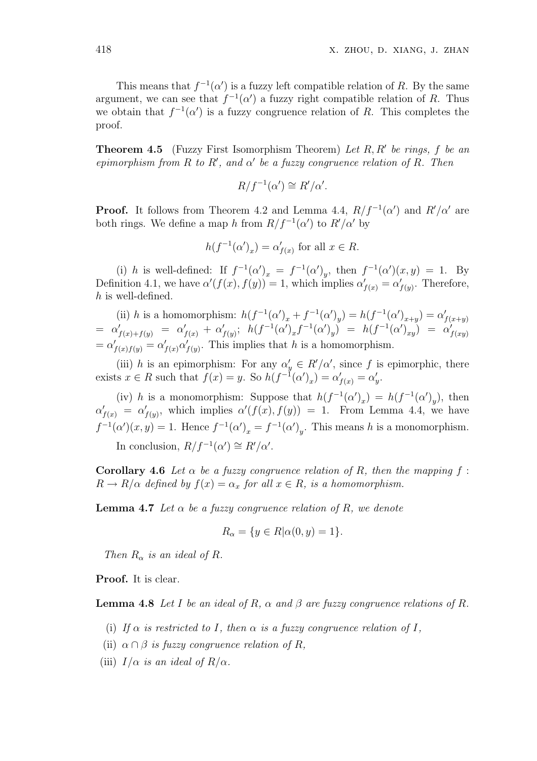This means that $f^{-1}(\alpha')$ is a fuzzy left compatible relation of $R$. By the same argument, we can see that $f^{-1}(\alpha')$ a fuzzy right compatible relation of $R$. Thus we obtain that $f^{-1}(\alpha')$ is a fuzzy congruence relation of $R$. This completes the proof.

**Theorem 4.5** (Fuzzy First Isomorphism Theorem) *Let $R, R'$ be rings, $f$ be an epimorphism from $R$ to $R'$, and $\alpha'$ be a fuzzy congruence relation of $R$. Then*

$$R/f^{-1}(\alpha') \cong R'/\alpha'.$$

**Proof.** It follows from Theorem 4.2 and Lemma 4.4, $R/f^{-1}(\alpha')$ and $R'/\alpha'$ are both rings. We define a map $h$ from $R/f^{-1}(\alpha')$ to $R'/\alpha'$ by

$$h(f^{-1}(\alpha')_x) = \alpha'_{f(x)} \text{ for all } x \in R.$$

(i) $h$ is well-defined: If $f^{-1}(\alpha')_x = f^{-1}(\alpha')_y$, then $f^{-1}(\alpha')(x, y) = 1$. By Definition 4.1, we have $\alpha'(f(x), f(y)) = 1$, which implies $\alpha'_{f(x)} = \alpha'_{f(y)}$. Therefore, $h$ is well-defined.

(ii) $h$ is a homomorphism: $h(f^{-1}(\alpha')_x + f^{-1}(\alpha')_y) = h(f^{-1}(\alpha')_{x+y}) = \alpha'_{f(x+y)}$ $= \alpha'_{f(x)+f(y)} = \alpha'_{f(x)} + \alpha'_{f(y)}$; $h(f^{-1}(\alpha')_x f^{-1}(\alpha')_y) = h(f^{-1}(\alpha')_{xy}) = \alpha'_{f(xy)}$ $= \alpha'_{f(x)f(y)} = \alpha'_{f(x)}\alpha'_{f(y)}$. This implies that $h$ is a homomorphism.

(iii) $h$ is an epimorphism: For any $\alpha'_y \in R'/\alpha'$, since $f$ is epimorphic, there exists $x \in R$ such that $f(x) = y$. So $h(f^{-1}(\alpha')_x) = \alpha'_{f(x)} = \alpha'_y$.

(iv) $h$ is a monomorphism: Suppose that $h(f^{-1}(\alpha')_x) = h(f^{-1}(\alpha')_y)$, then $\alpha'_{f(x)} = \alpha'_{f(y)}$, which implies $\alpha'(f(x), f(y)) = 1$. From Lemma 4.4, we have $f^{-1}(\alpha')(x, y) = 1$. Hence $f^{-1}(\alpha')_x = f^{-1}(\alpha')_y$. This means $h$ is a monomorphism.

In conclusion, $R/f^{-1}(\alpha') \cong R'/\alpha'$.

**Corollary 4.6** *Let $\alpha$ be a fuzzy congruence relation of $R$, then the mapping $f : R \to R/\alpha$ defined by $f(x) = \alpha_x$ for all $x \in R$, is a homomorphism.*

**Lemma 4.7** *Let $\alpha$ be a fuzzy congruence relation of $R$, we denote*

$$R_\alpha = \{y \in R | \alpha(0, y) = 1\}.$$

*Then $R_\alpha$ is an ideal of $R$.*

**Proof.** It is clear.

**Lemma 4.8** *Let $I$ be an ideal of $R$, $\alpha$ and $\beta$ are fuzzy congruence relations of $R$.*

(i) *If $\alpha$ is restricted to $I$, then $\alpha$ is a fuzzy congruence relation of $I$,*

(ii) *$\alpha \cap \beta$ is fuzzy congruence relation of $R$,*

(iii) *$I/\alpha$ is an ideal of $R/\alpha$.*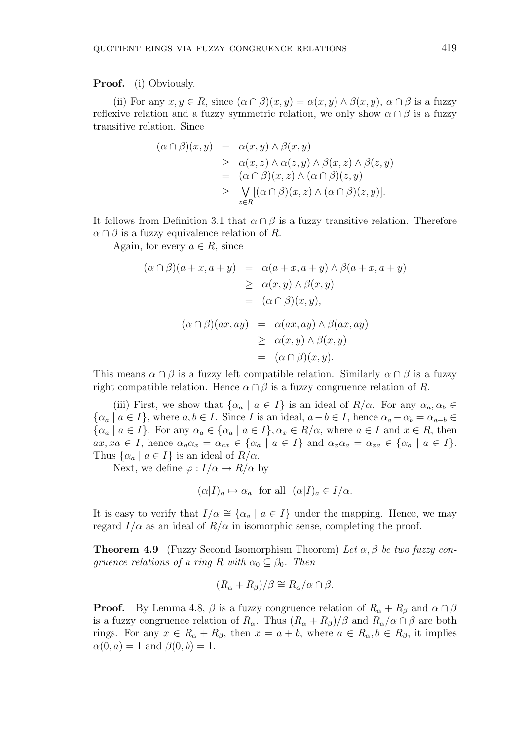**Proof.** (i) Obviously.

(ii) For any $x, y \in R$, since $(\alpha \cap \beta)(x, y) = \alpha(x, y) \wedge \beta(x, y)$, $\alpha \cap \beta$ is a fuzzy reflexive relation and a fuzzy symmetric relation, we only show $\alpha \cap \beta$ is a fuzzy transitive relation. Since

$$
\begin{aligned}
(\alpha \cap \beta)(x, y) &= \alpha(x, y) \wedge \beta(x, y) \\
&\geq \alpha(x, z) \wedge \alpha(z, y) \wedge \beta(x, z) \wedge \beta(z, y) \\
&= (\alpha \cap \beta)(x, z) \wedge (\alpha \cap \beta)(z, y) \\
&\geq \bigvee_{z \in R} [(\alpha \cap \beta)(x, z) \wedge (\alpha \cap \beta)(z, y)].
\end{aligned}
$$

It follows from Definition 3.1 that $\alpha \cap \beta$ is a fuzzy transitive relation. Therefore $\alpha \cap \beta$ is a fuzzy equivalence relation of $R$.

Again, for every $a \in R$, since

$$
\begin{aligned}
(\alpha \cap \beta)(a + x, a + y) &= \alpha(a + x, a + y) \wedge \beta(a + x, a + y) \\
&\geq \alpha(x, y) \wedge \beta(x, y) \\
&= (\alpha \cap \beta)(x, y),
\end{aligned}
$$

$$
\begin{aligned}
(\alpha \cap \beta)(ax, ay) &= \alpha(ax, ay) \wedge \beta(ax, ay) \\
&\geq \alpha(x, y) \wedge \beta(x, y) \\
&= (\alpha \cap \beta)(x, y).
\end{aligned}
$$

This means $\alpha \cap \beta$ is a fuzzy left compatible relation. Similarly $\alpha \cap \beta$ is a fuzzy right compatible relation. Hence $\alpha \cap \beta$ is a fuzzy congruence relation of $R$.

(iii) First, we show that $\{\alpha_a \mid a \in I\}$ is an ideal of $R/\alpha$. For any $\alpha_a, \alpha_b \in \{\alpha_a \mid a \in I\}$, where $a, b \in I$. Since $I$ is an ideal, $a - b \in I$, hence $\alpha_a - \alpha_b = \alpha_{a-b} \in \{\alpha_a \mid a \in I\}$. For any $\alpha_a \in \{\alpha_a \mid a \in I\}, \alpha_x \in R/\alpha$, where $a \in I$ and $x \in R$, then $ax, xa \in I$, hence $\alpha_a\alpha_x = \alpha_{ax} \in \{\alpha_a \mid a \in I\}$ and $\alpha_x\alpha_a = \alpha_{xa} \in \{\alpha_a \mid a \in I\}$. Thus $\{\alpha_a \mid a \in I\}$ is an ideal of $R/\alpha$.

Next, we define $\varphi : I/\alpha \to R/\alpha$ by

$$(\alpha|I)_a \mapsto \alpha_a \quad \text{for all} \quad (\alpha|I)_a \in I/\alpha.$$

It is easy to verify that $I/\alpha \cong \{\alpha_a \mid a \in I\}$ under the mapping. Hence, we may regard $I/\alpha$ as an ideal of $R/\alpha$ in isomorphic sense, completing the proof.

**Theorem 4.9** (Fuzzy Second Isomorphism Theorem) *Let $\alpha, \beta$ be two fuzzy congruence relations of a ring $R$ with $\alpha_0 \subseteq \beta_0$. Then*

$$(R_\alpha + R_\beta)/\beta \cong R_\alpha/\alpha \cap \beta.$$

**Proof.** By Lemma 4.8, $\beta$ is a fuzzy congruence relation of $R_\alpha + R_\beta$ and $\alpha \cap \beta$ is a fuzzy congruence relation of $R_\alpha$. Thus $(R_\alpha + R_\beta)/\beta$ and $R_\alpha/\alpha \cap \beta$ are both rings. For any $x \in R_\alpha + R_\beta$, then $x = a + b$, where $a \in R_\alpha, b \in R_\beta$, it implies $\alpha(0, a) = 1$ and $\beta(0, b) = 1$.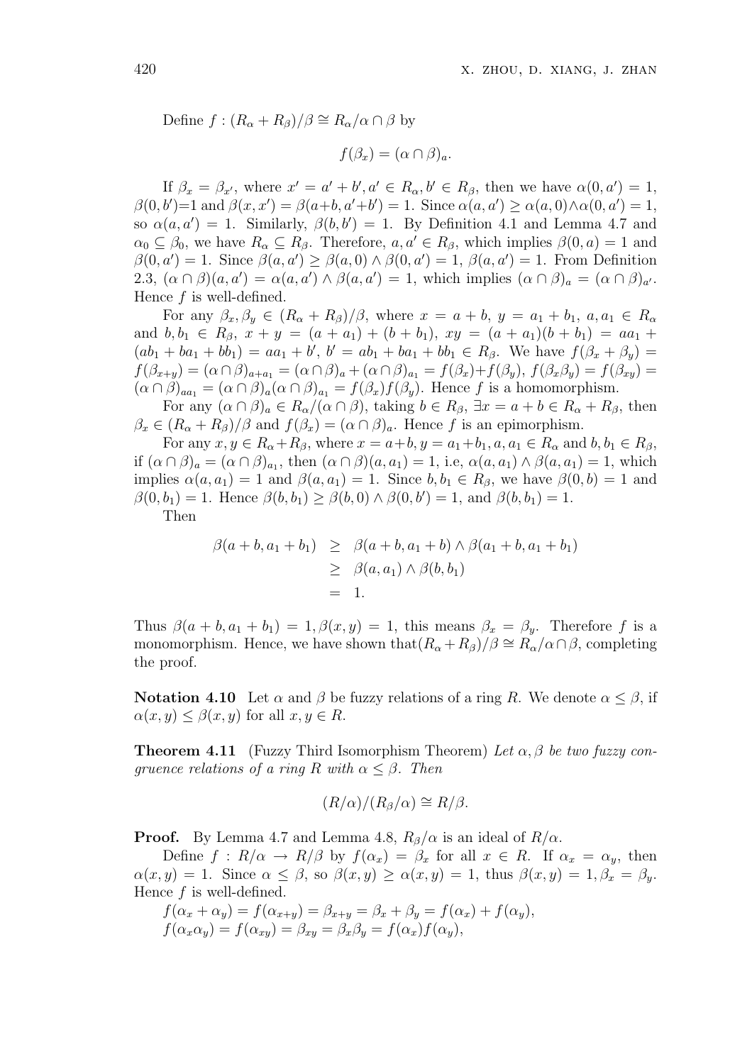Define $f : (R_\alpha + R_\beta)/\beta \cong R_\alpha/\alpha \cap \beta$ by

$$f(\beta_x) = (\alpha \cap \beta)_a.$$

If $\beta_x = \beta_{x'}$, where $x' = a' + b', a' \in R_\alpha, b' \in R_\beta$, then we have $\alpha(0, a') = 1$, $\beta(0, b')$=1 and $\beta(x, x') = \beta(a+b, a'+b') = 1$. Since $\alpha(a, a') \geq \alpha(a, 0) \wedge \alpha(0, a') = 1$, so $\alpha(a, a') = 1$. Similarly, $\beta(b, b') = 1$. By Definition 4.1 and Lemma 4.7 and $\alpha_0 \subseteq \beta_0$, we have $R_\alpha \subseteq R_\beta$. Therefore, $a, a' \in R_\beta$, which implies $\beta(0, a) = 1$ and $\beta(0, a') = 1$. Since $\beta(a, a') \geq \beta(a, 0) \wedge \beta(0, a') = 1$, $\beta(a, a') = 1$. From Definition 2.3, $(\alpha \cap \beta)(a, a') = \alpha(a, a') \wedge \beta(a, a') = 1$, which implies $(\alpha \cap \beta)_a = (\alpha \cap \beta)_{a'}$. Hence $f$ is well-defined.

For any $\beta_x, \beta_y \in (R_\alpha + R_\beta)/\beta$, where $x = a + b$, $y = a_1 + b_1$, $a, a_1 \in R_\alpha$ and $b, b_1 \in R_\beta$, $x + y = (a + a_1) + (b + b_1)$, $xy = (a + a_1)(b + b_1) = aa_1 + (ab_1 + ba_1 + bb_1) = aa_1 + b'$, $b' = ab_1 + ba_1 + bb_1 \in R_\beta$. We have $f(\beta_x + \beta_y) = f(\beta_{x+y}) = (\alpha \cap \beta)_{a+a_1} = (\alpha \cap \beta)_a + (\alpha \cap \beta)_{a_1} = f(\beta_x) + f(\beta_y)$, $f(\beta_x\beta_y) = f(\beta_{xy}) = (\alpha \cap \beta)_{aa_1} = (\alpha \cap \beta)_a(\alpha \cap \beta)_{a_1} = f(\beta_x)f(\beta_y)$. Hence $f$ is a homomorphism.

For any $(\alpha \cap \beta)_a \in R_\alpha/(\alpha \cap \beta)$, taking $b \in R_\beta$, $\exists x = a + b \in R_\alpha + R_\beta$, then $\beta_x \in (R_\alpha + R_\beta)/\beta$ and $f(\beta_x) = (\alpha \cap \beta)_a$. Hence $f$ is an epimorphism.

For any $x, y \in R_\alpha + R_\beta$, where $x = a+b, y = a_1+b_1, a, a_1 \in R_\alpha$ and $b, b_1 \in R_\beta$, if $(\alpha \cap \beta)_a = (\alpha \cap \beta)_{a_1}$, then $(\alpha \cap \beta)(a, a_1) = 1$, i.e, $\alpha(a, a_1) \wedge \beta(a, a_1) = 1$, which implies $\alpha(a, a_1) = 1$ and $\beta(a, a_1) = 1$. Since $b, b_1 \in R_\beta$, we have $\beta(0, b) = 1$ and $\beta(0, b_1) = 1$. Hence $\beta(b, b_1) \geq \beta(b, 0) \wedge \beta(0, b') = 1$, and $\beta(b, b_1) = 1$.

Then

$$\begin{aligned}
\beta(a + b, a_1 + b_1) &\geq \beta(a + b, a_1 + b) \wedge \beta(a_1 + b, a_1 + b_1) \\
&\geq \beta(a, a_1) \wedge \beta(b, b_1) \\
&= 1.
\end{aligned}$$

Thus $\beta(a + b, a_1 + b_1) = 1, \beta(x, y) = 1$, this means $\beta_x = \beta_y$. Therefore $f$ is a monomorphism. Hence, we have shown that$(R_\alpha + R_\beta)/\beta \cong R_\alpha/\alpha \cap \beta$, completing the proof.

**Notation 4.10** Let $\alpha$ and $\beta$ be fuzzy relations of a ring $R$. We denote $\alpha \leq \beta$, if $\alpha(x, y) \leq \beta(x, y)$ for all $x, y \in R$.

**Theorem 4.11** (Fuzzy Third Isomorphism Theorem) *Let $\alpha, \beta$ be two fuzzy congruence relations of a ring $R$ with $\alpha \leq \beta$. Then*

$$(R/\alpha)/(R_\beta/\alpha) \cong R/\beta.$$

**Proof.** By Lemma 4.7 and Lemma 4.8, $R_\beta/\alpha$ is an ideal of $R/\alpha$.

Define $f : R/\alpha \to R/\beta$ by $f(\alpha_x) = \beta_x$ for all $x \in R$. If $\alpha_x = \alpha_y$, then $\alpha(x, y) = 1$. Since $\alpha \leq \beta$, so $\beta(x, y) \geq \alpha(x, y) = 1$, thus $\beta(x, y) = 1, \beta_x = \beta_y$. Hence $f$ is well-defined.

$f(\alpha_x + \alpha_y) = f(\alpha_{x+y}) = \beta_{x+y} = \beta_x + \beta_y = f(\alpha_x) + f(\alpha_y)$,
$f(\alpha_x\alpha_y) = f(\alpha_{xy}) = \beta_{xy} = \beta_x\beta_y = f(\alpha_x)f(\alpha_y)$,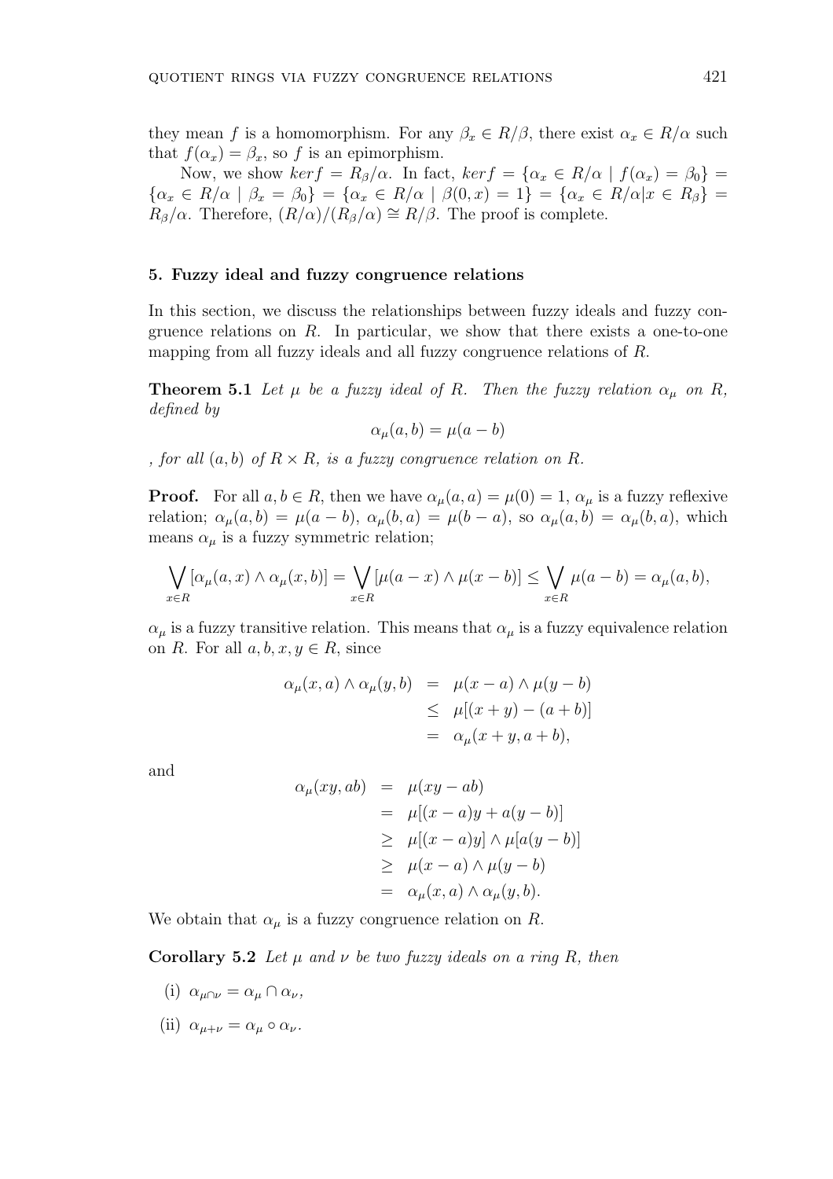they mean $f$ is a homomorphism. For any $\beta_x \in R/\beta$, there exist $\alpha_x \in R/\alpha$ such that $f(\alpha_x) = \beta_x$, so $f$ is an epimorphism.

Now, we show $kerf = R_\beta/\alpha$. In fact, $kerf = \{\alpha_x \in R/\alpha \mid f(\alpha_x) = \beta_0\} = \{\alpha_x \in R/\alpha \mid \beta_x = \beta_0\} = \{\alpha_x \in R/\alpha \mid \beta(0,x) = 1\} = \{\alpha_x \in R/\alpha | x \in R_\beta\} = R_\beta/\alpha$. Therefore, $(R/\alpha)/(R_\beta/\alpha) \cong R/\beta$. The proof is complete.

## 5. Fuzzy ideal and fuzzy congruence relations

In this section, we discuss the relationships between fuzzy ideals and fuzzy congruence relations on $R$. In particular, we show that there exists a one-to-one mapping from all fuzzy ideals and all fuzzy congruence relations of $R$.

**Theorem 5.1** *Let $\mu$ be a fuzzy ideal of $R$. Then the fuzzy relation $\alpha_\mu$ on $R$, defined by*

$$\alpha_\mu(a,b) = \mu(a-b)$$

*, for all $(a,b)$ of $R \times R$, is a fuzzy congruence relation on $R$.*

**Proof.** For all $a, b \in R$, then we have $\alpha_\mu(a,a) = \mu(0) = 1$, $\alpha_\mu$ is a fuzzy reflexive relation; $\alpha_\mu(a,b) = \mu(a-b)$, $\alpha_\mu(b,a) = \mu(b-a)$, so $\alpha_\mu(a,b) = \alpha_\mu(b,a)$, which means $\alpha_\mu$ is a fuzzy symmetric relation;

$$\bigvee_{x \in R} [\alpha_\mu(a,x) \wedge \alpha_\mu(x,b)] = \bigvee_{x \in R} [\mu(a-x) \wedge \mu(x-b)] \leq \bigvee_{x \in R} \mu(a-b) = \alpha_\mu(a,b),$$

$\alpha_\mu$ is a fuzzy transitive relation. This means that $\alpha_\mu$ is a fuzzy equivalence relation on $R$. For all $a, b, x, y \in R$, since

$$\begin{aligned}
\alpha_\mu(x,a) \wedge \alpha_\mu(y,b) &= \mu(x-a) \wedge \mu(y-b) \\
&\leq \mu[(x+y) - (a+b)] \\
&= \alpha_\mu(x+y, a+b),
\end{aligned}$$

and

$$\begin{aligned}
\alpha_\mu(xy, ab) &= \mu(xy - ab) \\
&= \mu[(x-a)y + a(y-b)] \\
&\geq \mu[(x-a)y] \wedge \mu[a(y-b)] \\
&\geq \mu(x-a) \wedge \mu(y-b) \\
&= \alpha_\mu(x,a) \wedge \alpha_\mu(y,b).
\end{aligned}$$

We obtain that $\alpha_\mu$ is a fuzzy congruence relation on $R$.

**Corollary 5.2** *Let $\mu$ and $\nu$ be two fuzzy ideals on a ring $R$, then*

(i) $\alpha_{\mu \cap \nu} = \alpha_\mu \cap \alpha_\nu$,

(ii) $\alpha_{\mu+\nu} = \alpha_\mu \circ \alpha_\nu$.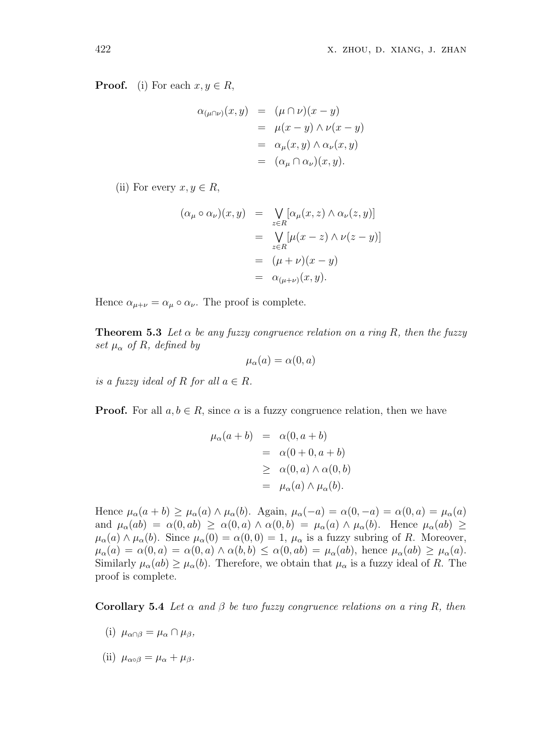**Proof.** (i) For each $x, y \in R$,

$$\begin{aligned}
\alpha_{(\mu\cap\nu)}(x,y) &= (\mu \cap \nu)(x-y) \\
&= \mu(x-y) \wedge \nu(x-y) \\
&= \alpha_\mu(x,y) \wedge \alpha_\nu(x,y) \\
&= (\alpha_\mu \cap \alpha_\nu)(x,y).
\end{aligned}$$

(ii) For every $x, y \in R$,

$$\begin{aligned}
(\alpha_\mu \circ \alpha_\nu)(x,y) &= \bigvee_{z\in R}[\alpha_\mu(x,z) \wedge \alpha_\nu(z,y)] \\
&= \bigvee_{z\in R}[\mu(x-z) \wedge \nu(z-y)] \\
&= (\mu + \nu)(x-y) \\
&= \alpha_{(\mu+\nu)}(x,y).
\end{aligned}$$

Hence $\alpha_{\mu+\nu} = \alpha_\mu \circ \alpha_\nu$. The proof is complete.

**Theorem 5.3** *Let $\alpha$ be any fuzzy congruence relation on a ring $R$, then the fuzzy set $\mu_\alpha$ of $R$, defined by*

$$\mu_\alpha(a) = \alpha(0, a)$$

*is a fuzzy ideal of $R$ for all $a \in R$.*

**Proof.** For all $a, b \in R$, since $\alpha$ is a fuzzy congruence relation, then we have

$$\begin{aligned}
\mu_\alpha(a+b) &= \alpha(0, a+b) \\
&= \alpha(0+0, a+b) \\
&\geq \alpha(0,a) \wedge \alpha(0,b) \\
&= \mu_\alpha(a) \wedge \mu_\alpha(b).
\end{aligned}$$

Hence $\mu_\alpha(a+b) \geq \mu_\alpha(a) \wedge \mu_\alpha(b)$. Again, $\mu_\alpha(-a) = \alpha(0,-a) = \alpha(0,a) = \mu_\alpha(a)$ and $\mu_\alpha(ab) = \alpha(0,ab) \geq \alpha(0,a) \wedge \alpha(0,b) = \mu_\alpha(a) \wedge \mu_\alpha(b)$. Hence $\mu_\alpha(ab) \geq \mu_\alpha(a) \wedge \mu_\alpha(b)$. Since $\mu_\alpha(0) = \alpha(0,0) = 1$, $\mu_\alpha$ is a fuzzy subring of $R$. Moreover, $\mu_\alpha(a) = \alpha(0,a) = \alpha(0,a) \wedge \alpha(b,b) \leq \alpha(0,ab) = \mu_\alpha(ab)$, hence $\mu_\alpha(ab) \geq \mu_\alpha(a)$. Similarly $\mu_\alpha(ab) \geq \mu_\alpha(b)$. Therefore, we obtain that $\mu_\alpha$ is a fuzzy ideal of $R$. The proof is complete.

**Corollary 5.4** *Let $\alpha$ and $\beta$ be two fuzzy congruence relations on a ring $R$, then*

(i) $\mu_{\alpha\cap\beta} = \mu_\alpha \cap \mu_\beta$,

(ii) $\mu_{\alpha\circ\beta} = \mu_\alpha + \mu_\beta$.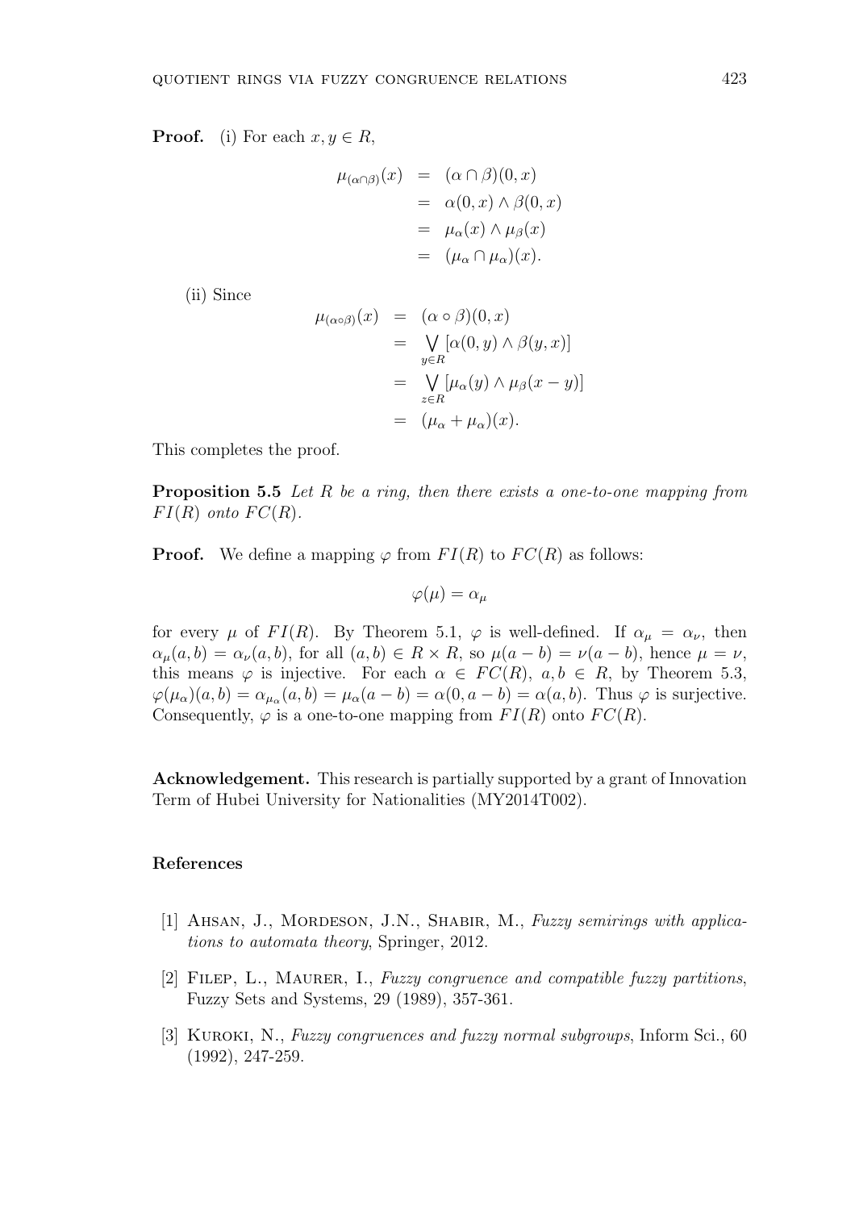**Proof.** (i) For each $x, y \in R$,

$$
\begin{aligned}
\mu_{(\alpha\cap\beta)}(x) &= (\alpha \cap \beta)(0, x) \\
&= \alpha(0, x) \wedge \beta(0, x) \\
&= \mu_\alpha(x) \wedge \mu_\beta(x) \\
&= (\mu_\alpha \cap \mu_\alpha)(x).
\end{aligned}
$$

(ii) Since

$$
\begin{aligned}
\mu_{(\alpha\circ\beta)}(x) &= (\alpha \circ \beta)(0, x) \\
&= \bigvee_{y\in R} [\alpha(0, y) \wedge \beta(y, x)] \\
&= \bigvee_{z\in R} [\mu_\alpha(y) \wedge \mu_\beta(x - y)] \\
&= (\mu_\alpha + \mu_\alpha)(x).
\end{aligned}
$$

This completes the proof.

**Proposition 5.5** *Let $R$ be a ring, then there exists a one-to-one mapping from $FI(R)$ onto $FC(R)$.*

**Proof.** We define a mapping $\varphi$ from $FI(R)$ to $FC(R)$ as follows:

$$
\varphi(\mu) = \alpha_\mu
$$

for every $\mu$ of $FI(R)$. By Theorem 5.1, $\varphi$ is well-defined. If $\alpha_\mu = \alpha_\nu$, then $\alpha_\mu(a, b) = \alpha_\nu(a, b)$, for all $(a, b) \in R \times R$, so $\mu(a - b) = \nu(a - b)$, hence $\mu = \nu$, this means $\varphi$ is injective. For each $\alpha \in FC(R)$, $a, b \in R$, by Theorem 5.3, $\varphi(\mu_\alpha)(a, b) = \alpha_{\mu_\alpha}(a, b) = \mu_\alpha(a - b) = \alpha(0, a - b) = \alpha(a, b)$. Thus $\varphi$ is surjective. Consequently, $\varphi$ is a one-to-one mapping from $FI(R)$ onto $FC(R)$.

**Acknowledgement.** This research is partially supported by a grant of Innovation Term of Hubei University for Nationalities (MY2014T002).

## References

[1] Ahsan, J., Mordeson, J.N., Shabir, M., *Fuzzy semirings with applications to automata theory*, Springer, 2012.

[2] Filep, L., Maurer, I., *Fuzzy congruence and compatible fuzzy partitions*, Fuzzy Sets and Systems, 29 (1989), 357-361.

[3] Kuroki, N., *Fuzzy congruences and fuzzy normal subgroups*, Inform Sci., 60 (1992), 247-259.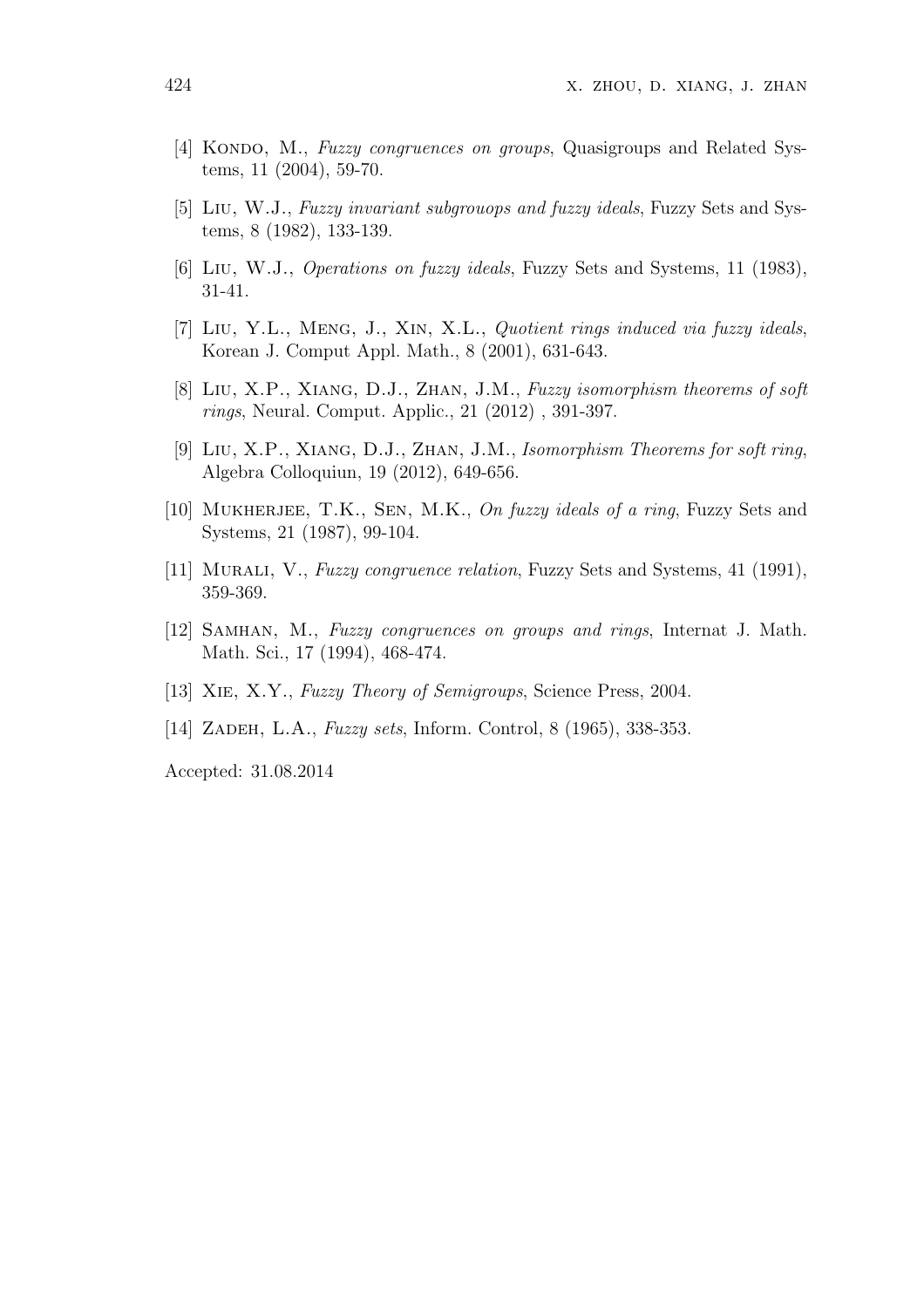[4] Kondo, M., *Fuzzy congruences on groups*, Quasigroups and Related Systems, 11 (2004), 59-70.

[5] Liu, W.J., *Fuzzy invariant subgrouops and fuzzy ideals*, Fuzzy Sets and Systems, 8 (1982), 133-139.

[6] Liu, W.J., *Operations on fuzzy ideals*, Fuzzy Sets and Systems, 11 (1983), 31-41.

[7] Liu, Y.L., Meng, J., Xin, X.L., *Quotient rings induced via fuzzy ideals*, Korean J. Comput Appl. Math., 8 (2001), 631-643.

[8] Liu, X.P., Xiang, D.J., Zhan, J.M., *Fuzzy isomorphism theorems of soft rings*, Neural. Comput. Applic., 21 (2012) , 391-397.

[9] Liu, X.P., Xiang, D.J., Zhan, J.M., *Isomorphism Theorems for soft ring*, Algebra Colloquiun, 19 (2012), 649-656.

[10] Mukherjee, T.K., Sen, M.K., *On fuzzy ideals of a ring*, Fuzzy Sets and Systems, 21 (1987), 99-104.

[11] Murali, V., *Fuzzy congruence relation*, Fuzzy Sets and Systems, 41 (1991), 359-369.

[12] Samhan, M., *Fuzzy congruences on groups and rings*, Internat J. Math. Math. Sci., 17 (1994), 468-474.

[13] Xie, X.Y., *Fuzzy Theory of Semigroups*, Science Press, 2004.

[14] Zadeh, L.A., *Fuzzy sets*, Inform. Control, 8 (1965), 338-353.

Accepted: 31.08.2014